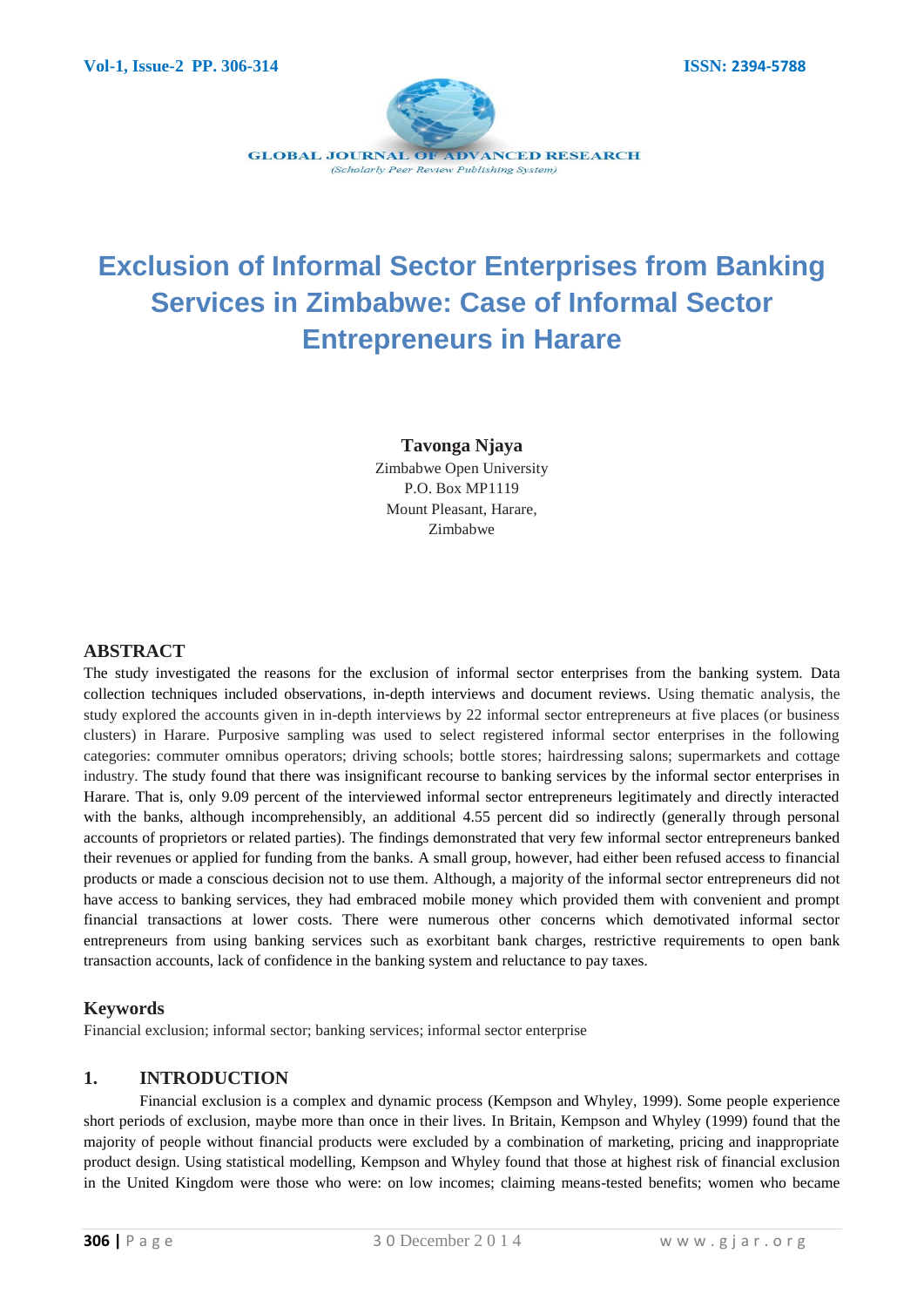# Exclusion of Informal Sector Enterprises from Banking Services in Zimbabwe: Case of Informal Sector Entrepreneurs in Harare

**Tavonga Njaya**
Zimbabwe Open University
P.O. Box MP1119
Mount Pleasant, Harare,
Zimbabwe

## ABSTRACT

The study investigated the reasons for the exclusion of informal sector enterprises from the banking system. Data collection techniques included observations, in-depth interviews and document reviews. Using thematic analysis, the study explored the accounts given in in-depth interviews by 22 informal sector entrepreneurs at five places (or business clusters) in Harare. Purposive sampling was used to select registered informal sector enterprises in the following categories: commuter omnibus operators; driving schools; bottle stores; hairdressing salons; supermarkets and cottage industry. The study found that there was insignificant recourse to banking services by the informal sector enterprises in Harare. That is, only 9.09 percent of the interviewed informal sector entrepreneurs legitimately and directly interacted with the banks, although incomprehensibly, an additional 4.55 percent did so indirectly (generally through personal accounts of proprietors or related parties). The findings demonstrated that very few informal sector entrepreneurs banked their revenues or applied for funding from the banks. A small group, however, had either been refused access to financial products or made a conscious decision not to use them. Although, a majority of the informal sector entrepreneurs did not have access to banking services, they had embraced mobile money which provided them with convenient and prompt financial transactions at lower costs. There were numerous other concerns which demotivated informal sector entrepreneurs from using banking services such as exorbitant bank charges, restrictive requirements to open bank transaction accounts, lack of confidence in the banking system and reluctance to pay taxes.

### Keywords

Financial exclusion; informal sector; banking services; informal sector enterprise

## 1. INTRODUCTION

Financial exclusion is a complex and dynamic process (Kempson and Whyley, 1999). Some people experience short periods of exclusion, maybe more than once in their lives. In Britain, Kempson and Whyley (1999) found that the majority of people without financial products were excluded by a combination of marketing, pricing and inappropriate product design. Using statistical modelling, Kempson and Whyley found that those at highest risk of financial exclusion in the United Kingdom were those who were: on low incomes; claiming means-tested benefits; women who became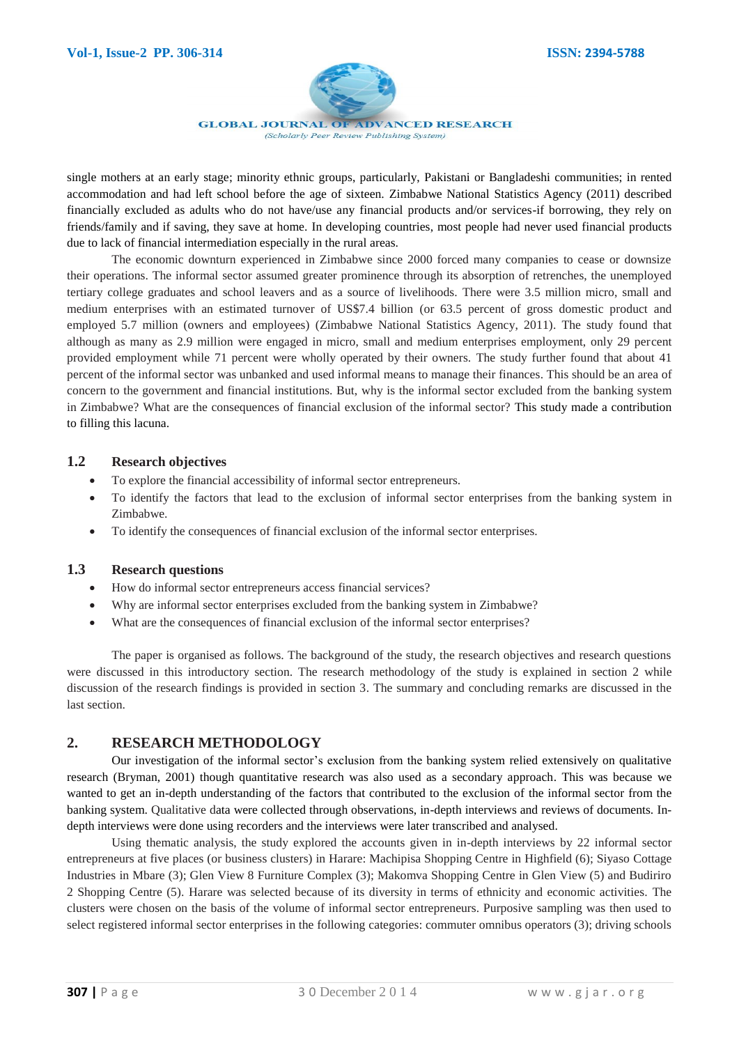single mothers at an early stage; minority ethnic groups, particularly, Pakistani or Bangladeshi communities; in rented accommodation and had left school before the age of sixteen. Zimbabwe National Statistics Agency (2011) described financially excluded as adults who do not have/use any financial products and/or services-if borrowing, they rely on friends/family and if saving, they save at home. In developing countries, most people had never used financial products due to lack of financial intermediation especially in the rural areas.

The economic downturn experienced in Zimbabwe since 2000 forced many companies to cease or downsize their operations. The informal sector assumed greater prominence through its absorption of retrenches, the unemployed tertiary college graduates and school leavers and as a source of livelihoods. There were 3.5 million micro, small and medium enterprises with an estimated turnover of US$7.4 billion (or 63.5 percent of gross domestic product and employed 5.7 million (owners and employees) (Zimbabwe National Statistics Agency, 2011). The study found that although as many as 2.9 million were engaged in micro, small and medium enterprises employment, only 29 percent provided employment while 71 percent were wholly operated by their owners. The study further found that about 41 percent of the informal sector was unbanked and used informal means to manage their finances. This should be an area of concern to the government and financial institutions. But, why is the informal sector excluded from the banking system in Zimbabwe? What are the consequences of financial exclusion of the informal sector? This study made a contribution to filling this lacuna.

### 1.2 Research objectives

- To explore the financial accessibility of informal sector entrepreneurs.
- To identify the factors that lead to the exclusion of informal sector enterprises from the banking system in Zimbabwe.
- To identify the consequences of financial exclusion of the informal sector enterprises.

### 1.3 Research questions

- How do informal sector entrepreneurs access financial services?
- Why are informal sector enterprises excluded from the banking system in Zimbabwe?
- What are the consequences of financial exclusion of the informal sector enterprises?

The paper is organised as follows. The background of the study, the research objectives and research questions were discussed in this introductory section. The research methodology of the study is explained in section 2 while discussion of the research findings is provided in section 3. The summary and concluding remarks are discussed in the last section.

## 2. RESEARCH METHODOLOGY

Our investigation of the informal sector's exclusion from the banking system relied extensively on qualitative research (Bryman, 2001) though quantitative research was also used as a secondary approach. This was because we wanted to get an in-depth understanding of the factors that contributed to the exclusion of the informal sector from the banking system. Qualitative data were collected through observations, in-depth interviews and reviews of documents. In-depth interviews were done using recorders and the interviews were later transcribed and analysed.

Using thematic analysis, the study explored the accounts given in in-depth interviews by 22 informal sector entrepreneurs at five places (or business clusters) in Harare: Machipisa Shopping Centre in Highfield (6); Siyaso Cottage Industries in Mbare (3); Glen View 8 Furniture Complex (3); Makomva Shopping Centre in Glen View (5) and Budiriro 2 Shopping Centre (5). Harare was selected because of its diversity in terms of ethnicity and economic activities. The clusters were chosen on the basis of the volume of informal sector entrepreneurs. Purposive sampling was then used to select registered informal sector enterprises in the following categories: commuter omnibus operators (3); driving schools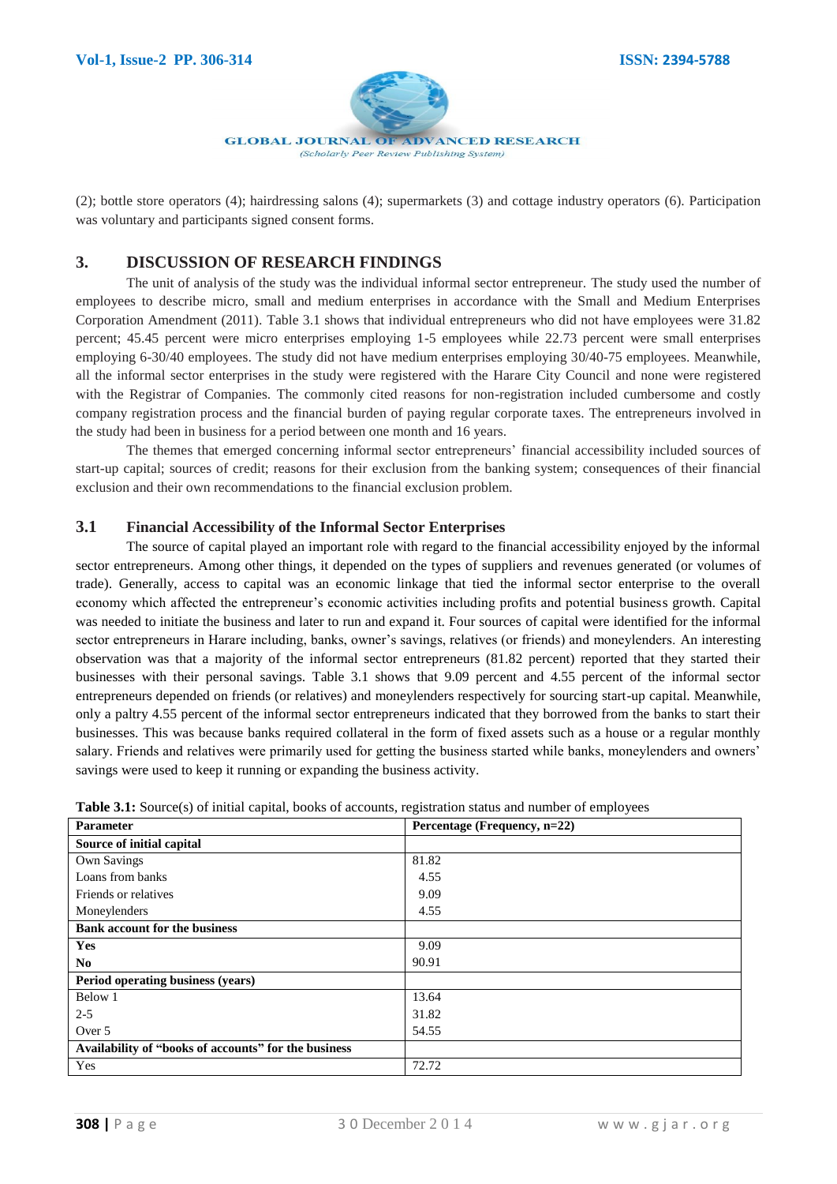(2); bottle store operators (4); hairdressing salons (4); supermarkets (3) and cottage industry operators (6). Participation was voluntary and participants signed consent forms.

## 3. DISCUSSION OF RESEARCH FINDINGS

The unit of analysis of the study was the individual informal sector entrepreneur. The study used the number of employees to describe micro, small and medium enterprises in accordance with the Small and Medium Enterprises Corporation Amendment (2011). Table 3.1 shows that individual entrepreneurs who did not have employees were 31.82 percent; 45.45 percent were micro enterprises employing 1-5 employees while 22.73 percent were small enterprises employing 6-30/40 employees. The study did not have medium enterprises employing 30/40-75 employees. Meanwhile, all the informal sector enterprises in the study were registered with the Harare City Council and none were registered with the Registrar of Companies. The commonly cited reasons for non-registration included cumbersome and costly company registration process and the financial burden of paying regular corporate taxes. The entrepreneurs involved in the study had been in business for a period between one month and 16 years.

The themes that emerged concerning informal sector entrepreneurs' financial accessibility included sources of start-up capital; sources of credit; reasons for their exclusion from the banking system; consequences of their financial exclusion and their own recommendations to the financial exclusion problem.

### 3.1 Financial Accessibility of the Informal Sector Enterprises

The source of capital played an important role with regard to the financial accessibility enjoyed by the informal sector entrepreneurs. Among other things, it depended on the types of suppliers and revenues generated (or volumes of trade). Generally, access to capital was an economic linkage that tied the informal sector enterprise to the overall economy which affected the entrepreneur's economic activities including profits and potential business growth. Capital was needed to initiate the business and later to run and expand it. Four sources of capital were identified for the informal sector entrepreneurs in Harare including, banks, owner's savings, relatives (or friends) and moneylenders. An interesting observation was that a majority of the informal sector entrepreneurs (81.82 percent) reported that they started their businesses with their personal savings. Table 3.1 shows that 9.09 percent and 4.55 percent of the informal sector entrepreneurs depended on friends (or relatives) and moneylenders respectively for sourcing start-up capital. Meanwhile, only a paltry 4.55 percent of the informal sector entrepreneurs indicated that they borrowed from the banks to start their businesses. This was because banks required collateral in the form of fixed assets such as a house or a regular monthly salary. Friends and relatives were primarily used for getting the business started while banks, moneylenders and owners' savings were used to keep it running or expanding the business activity.

**Table 3.1:** Source(s) of initial capital, books of accounts, registration status and number of employees

| Parameter | Percentage (Frequency, n=22) |
|---|---|
| **Source of initial capital** | |
| Own Savings | 81.82 |
| Loans from banks | 4.55 |
| Friends or relatives | 9.09 |
| Moneylenders | 4.55 |
| **Bank account for the business** | |
| **Yes** | 9.09 |
| **No** | 90.91 |
| **Period operating business (years)** | |
| Below 1 | 13.64 |
| 2-5 | 31.82 |
| Over 5 | 54.55 |
| **Availability of "books of accounts" for the business** | |
| Yes | 72.72 |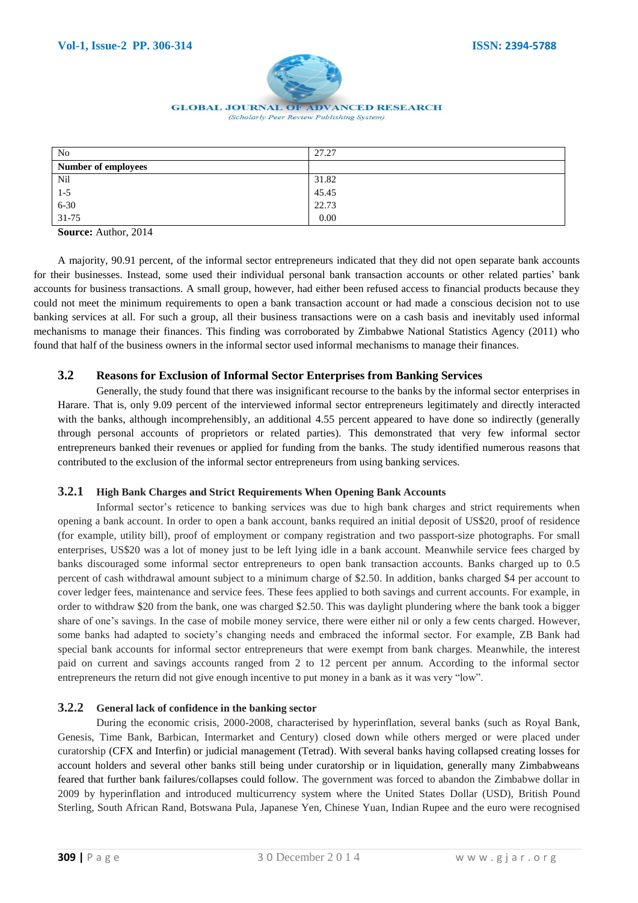| | |
|---|---|
| No | 27.27 |
| **Number of employees** | |
| Nil | 31.82 |
| 1-5 | 45.45 |
| 6-30 | 22.73 |
| 31-75 | 0.00 |

**Source:** Author, 2014

A majority, 90.91 percent, of the informal sector entrepreneurs indicated that they did not open separate bank accounts for their businesses. Instead, some used their individual personal bank transaction accounts or other related parties' bank accounts for business transactions. A small group, however, had either been refused access to financial products because they could not meet the minimum requirements to open a bank transaction account or had made a conscious decision not to use banking services at all. For such a group, all their business transactions were on a cash basis and inevitably used informal mechanisms to manage their finances. This finding was corroborated by Zimbabwe National Statistics Agency (2011) who found that half of the business owners in the informal sector used informal mechanisms to manage their finances.

## 3.2 Reasons for Exclusion of Informal Sector Enterprises from Banking Services

Generally, the study found that there was insignificant recourse to the banks by the informal sector enterprises in Harare. That is, only 9.09 percent of the interviewed informal sector entrepreneurs legitimately and directly interacted with the banks, although incomprehensibly, an additional 4.55 percent appeared to have done so indirectly (generally through personal accounts of proprietors or related parties). This demonstrated that very few informal sector entrepreneurs banked their revenues or applied for funding from the banks. The study identified numerous reasons that contributed to the exclusion of the informal sector entrepreneurs from using banking services.

### 3.2.1 High Bank Charges and Strict Requirements When Opening Bank Accounts

Informal sector's reticence to banking services was due to high bank charges and strict requirements when opening a bank account. In order to open a bank account, banks required an initial deposit of US$20, proof of residence (for example, utility bill), proof of employment or company registration and two passport-size photographs. For small enterprises, US$20 was a lot of money just to be left lying idle in a bank account. Meanwhile service fees charged by banks discouraged some informal sector entrepreneurs to open bank transaction accounts. Banks charged up to 0.5 percent of cash withdrawal amount subject to a minimum charge of $2.50. In addition, banks charged $4 per account to cover ledger fees, maintenance and service fees. These fees applied to both savings and current accounts. For example, in order to withdraw $20 from the bank, one was charged $2.50. This was daylight plundering where the bank took a bigger share of one's savings. In the case of mobile money service, there were either nil or only a few cents charged. However, some banks had adapted to society's changing needs and embraced the informal sector. For example, ZB Bank had special bank accounts for informal sector entrepreneurs that were exempt from bank charges. Meanwhile, the interest paid on current and savings accounts ranged from 2 to 12 percent per annum. According to the informal sector entrepreneurs the return did not give enough incentive to put money in a bank as it was very "low".

### 3.2.2 General lack of confidence in the banking sector

During the economic crisis, 2000-2008, characterised by hyperinflation, several banks (such as Royal Bank, Genesis, Time Bank, Barbican, Intermarket and Century) closed down while others merged or were placed under curatorship (CFX and Interfin) or judicial management (Tetrad). With several banks having collapsed creating losses for account holders and several other banks still being under curatorship or in liquidation, generally many Zimbabweans feared that further bank failures/collapses could follow. The government was forced to abandon the Zimbabwe dollar in 2009 by hyperinflation and introduced multicurrency system where the United States Dollar (USD), British Pound Sterling, South African Rand, Botswana Pula, Japanese Yen, Chinese Yuan, Indian Rupee and the euro were recognised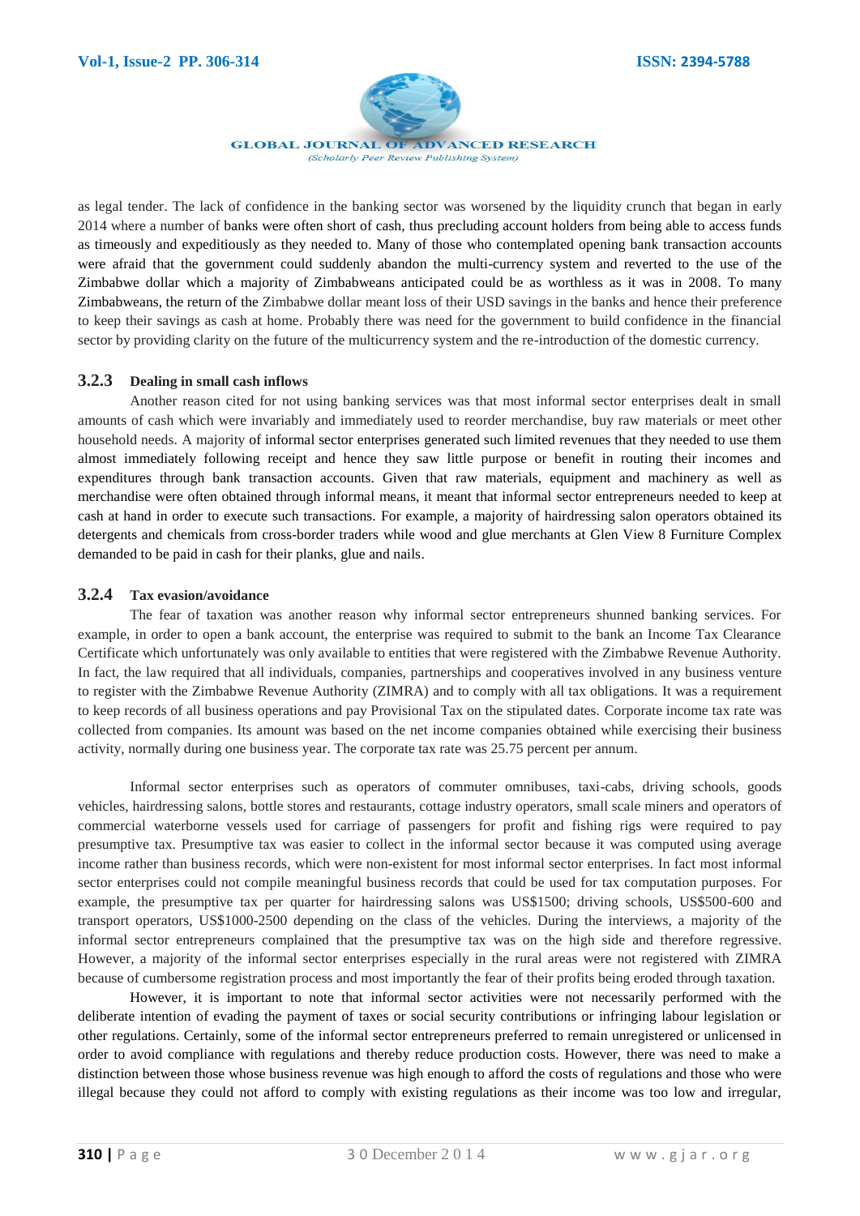as legal tender. The lack of confidence in the banking sector was worsened by the liquidity crunch that began in early 2014 where a number of banks were often short of cash, thus precluding account holders from being able to access funds as timeously and expeditiously as they needed to. Many of those who contemplated opening bank transaction accounts were afraid that the government could suddenly abandon the multi-currency system and reverted to the use of the Zimbabwe dollar which a majority of Zimbabweans anticipated could be as worthless as it was in 2008. To many Zimbabweans, the return of the Zimbabwe dollar meant loss of their USD savings in the banks and hence their preference to keep their savings as cash at home. Probably there was need for the government to build confidence in the financial sector by providing clarity on the future of the multicurrency system and the re-introduction of the domestic currency.

### 3.2.3 Dealing in small cash inflows

Another reason cited for not using banking services was that most informal sector enterprises dealt in small amounts of cash which were invariably and immediately used to reorder merchandise, buy raw materials or meet other household needs. A majority of informal sector enterprises generated such limited revenues that they needed to use them almost immediately following receipt and hence they saw little purpose or benefit in routing their incomes and expenditures through bank transaction accounts. Given that raw materials, equipment and machinery as well as merchandise were often obtained through informal means, it meant that informal sector entrepreneurs needed to keep at cash at hand in order to execute such transactions. For example, a majority of hairdressing salon operators obtained its detergents and chemicals from cross-border traders while wood and glue merchants at Glen View 8 Furniture Complex demanded to be paid in cash for their planks, glue and nails.

### 3.2.4 Tax evasion/avoidance

The fear of taxation was another reason why informal sector entrepreneurs shunned banking services. For example, in order to open a bank account, the enterprise was required to submit to the bank an Income Tax Clearance Certificate which unfortunately was only available to entities that were registered with the Zimbabwe Revenue Authority. In fact, the law required that all individuals, companies, partnerships and cooperatives involved in any business venture to register with the Zimbabwe Revenue Authority (ZIMRA) and to comply with all tax obligations. It was a requirement to keep records of all business operations and pay Provisional Tax on the stipulated dates. Corporate income tax rate was collected from companies. Its amount was based on the net income companies obtained while exercising their business activity, normally during one business year. The corporate tax rate was 25.75 percent per annum.

Informal sector enterprises such as operators of commuter omnibuses, taxi-cabs, driving schools, goods vehicles, hairdressing salons, bottle stores and restaurants, cottage industry operators, small scale miners and operators of commercial waterborne vessels used for carriage of passengers for profit and fishing rigs were required to pay presumptive tax. Presumptive tax was easier to collect in the informal sector because it was computed using average income rather than business records, which were non-existent for most informal sector enterprises. In fact most informal sector enterprises could not compile meaningful business records that could be used for tax computation purposes. For example, the presumptive tax per quarter for hairdressing salons was US$1500; driving schools, US$500-600 and transport operators, US$1000-2500 depending on the class of the vehicles. During the interviews, a majority of the informal sector entrepreneurs complained that the presumptive tax was on the high side and therefore regressive. However, a majority of the informal sector enterprises especially in the rural areas were not registered with ZIMRA because of cumbersome registration process and most importantly the fear of their profits being eroded through taxation.

However, it is important to note that informal sector activities were not necessarily performed with the deliberate intention of evading the payment of taxes or social security contributions or infringing labour legislation or other regulations. Certainly, some of the informal sector entrepreneurs preferred to remain unregistered or unlicensed in order to avoid compliance with regulations and thereby reduce production costs. However, there was need to make a distinction between those whose business revenue was high enough to afford the costs of regulations and those who were illegal because they could not afford to comply with existing regulations as their income was too low and irregular,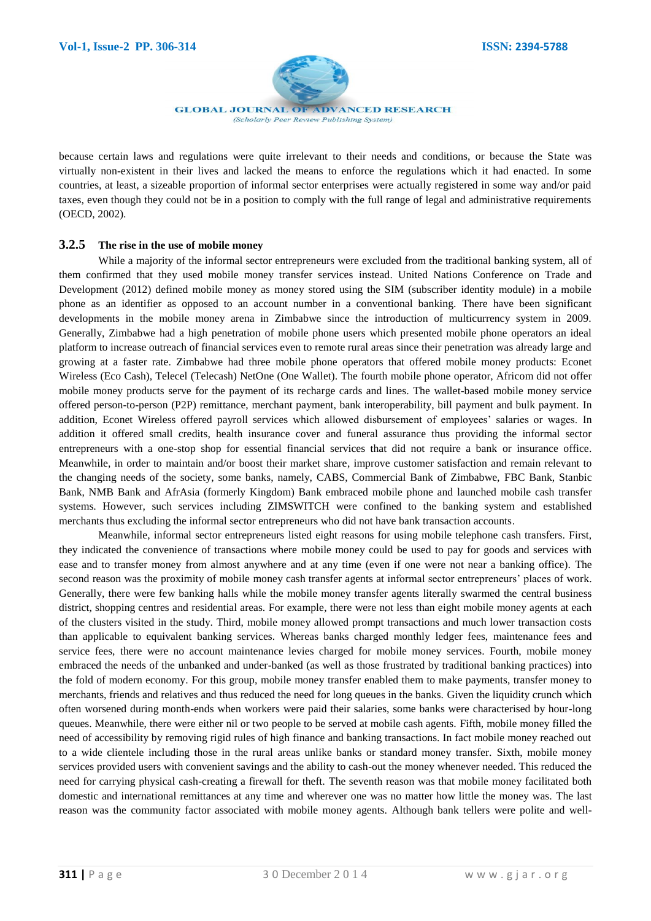because certain laws and regulations were quite irrelevant to their needs and conditions, or because the State was virtually non-existent in their lives and lacked the means to enforce the regulations which it had enacted. In some countries, at least, a sizeable proportion of informal sector enterprises were actually registered in some way and/or paid taxes, even though they could not be in a position to comply with the full range of legal and administrative requirements (OECD, 2002).

### 3.2.5 The rise in the use of mobile money

While a majority of the informal sector entrepreneurs were excluded from the traditional banking system, all of them confirmed that they used mobile money transfer services instead. United Nations Conference on Trade and Development (2012) defined mobile money as money stored using the SIM (subscriber identity module) in a mobile phone as an identifier as opposed to an account number in a conventional banking. There have been significant developments in the mobile money arena in Zimbabwe since the introduction of multicurrency system in 2009. Generally, Zimbabwe had a high penetration of mobile phone users which presented mobile phone operators an ideal platform to increase outreach of financial services even to remote rural areas since their penetration was already large and growing at a faster rate. Zimbabwe had three mobile phone operators that offered mobile money products: Econet Wireless (Eco Cash), Telecel (Telecash) NetOne (One Wallet). The fourth mobile phone operator, Africom did not offer mobile money products serve for the payment of its recharge cards and lines. The wallet-based mobile money service offered person-to-person (P2P) remittance, merchant payment, bank interoperability, bill payment and bulk payment. In addition, Econet Wireless offered payroll services which allowed disbursement of employees' salaries or wages. In addition it offered small credits, health insurance cover and funeral assurance thus providing the informal sector entrepreneurs with a one-stop shop for essential financial services that did not require a bank or insurance office. Meanwhile, in order to maintain and/or boost their market share, improve customer satisfaction and remain relevant to the changing needs of the society, some banks, namely, CABS, Commercial Bank of Zimbabwe, FBC Bank, Stanbic Bank, NMB Bank and AfrAsia (formerly Kingdom) Bank embraced mobile phone and launched mobile cash transfer systems. However, such services including ZIMSWITCH were confined to the banking system and established merchants thus excluding the informal sector entrepreneurs who did not have bank transaction accounts.

Meanwhile, informal sector entrepreneurs listed eight reasons for using mobile telephone cash transfers. First, they indicated the convenience of transactions where mobile money could be used to pay for goods and services with ease and to transfer money from almost anywhere and at any time (even if one were not near a banking office). The second reason was the proximity of mobile money cash transfer agents at informal sector entrepreneurs' places of work. Generally, there were few banking halls while the mobile money transfer agents literally swarmed the central business district, shopping centres and residential areas. For example, there were not less than eight mobile money agents at each of the clusters visited in the study. Third, mobile money allowed prompt transactions and much lower transaction costs than applicable to equivalent banking services. Whereas banks charged monthly ledger fees, maintenance fees and service fees, there were no account maintenance levies charged for mobile money services. Fourth, mobile money embraced the needs of the unbanked and under-banked (as well as those frustrated by traditional banking practices) into the fold of modern economy. For this group, mobile money transfer enabled them to make payments, transfer money to merchants, friends and relatives and thus reduced the need for long queues in the banks. Given the liquidity crunch which often worsened during month-ends when workers were paid their salaries, some banks were characterised by hour-long queues. Meanwhile, there were either nil or two people to be served at mobile cash agents. Fifth, mobile money filled the need of accessibility by removing rigid rules of high finance and banking transactions. In fact mobile money reached out to a wide clientele including those in the rural areas unlike banks or standard money transfer. Sixth, mobile money services provided users with convenient savings and the ability to cash-out the money whenever needed. This reduced the need for carrying physical cash-creating a firewall for theft. The seventh reason was that mobile money facilitated both domestic and international remittances at any time and wherever one was no matter how little the money was. The last reason was the community factor associated with mobile money agents. Although bank tellers were polite and well-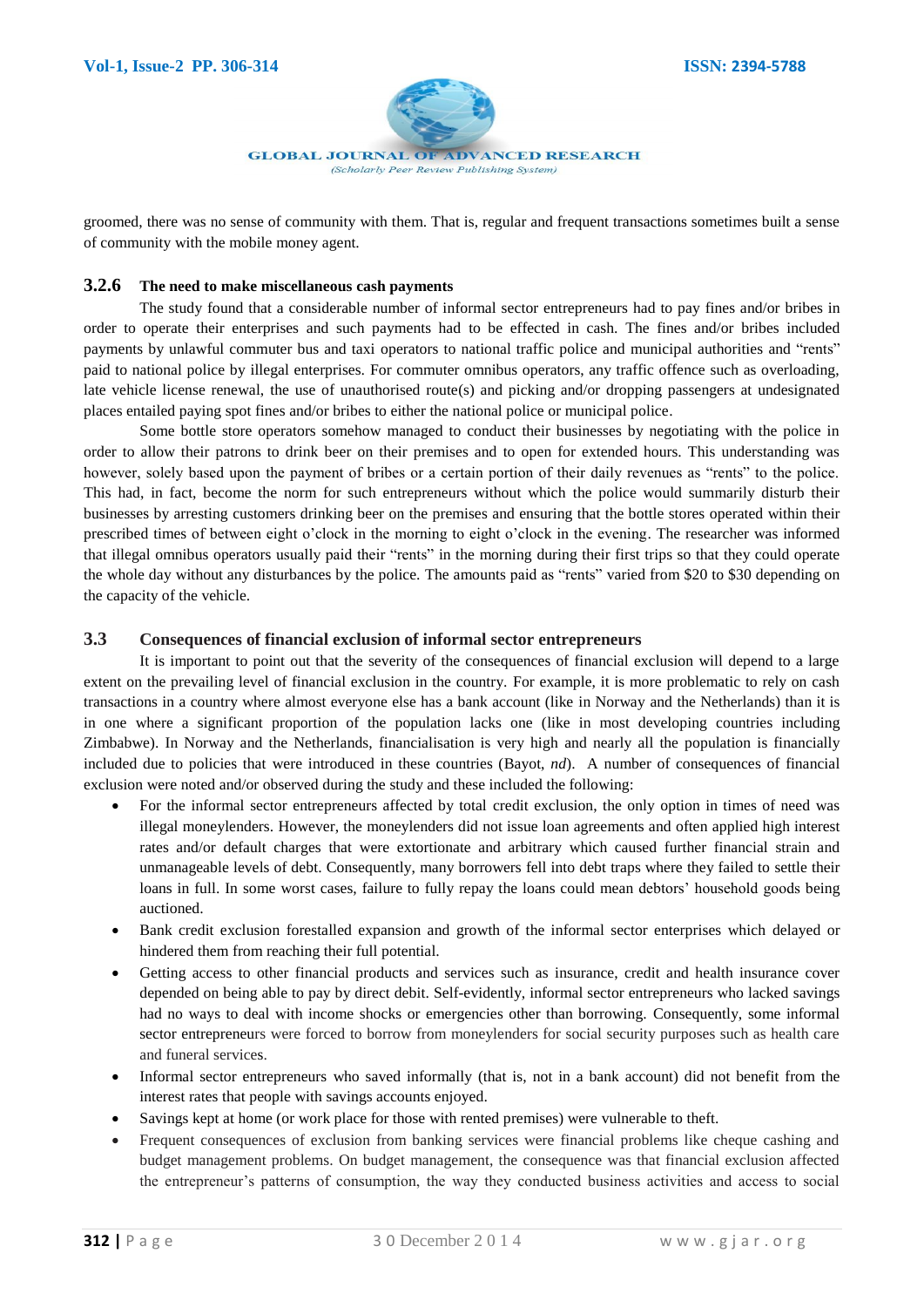groomed, there was no sense of community with them. That is, regular and frequent transactions sometimes built a sense of community with the mobile money agent.

### 3.2.6 The need to make miscellaneous cash payments

The study found that a considerable number of informal sector entrepreneurs had to pay fines and/or bribes in order to operate their enterprises and such payments had to be effected in cash. The fines and/or bribes included payments by unlawful commuter bus and taxi operators to national traffic police and municipal authorities and "rents" paid to national police by illegal enterprises. For commuter omnibus operators, any traffic offence such as overloading, late vehicle license renewal, the use of unauthorised route(s) and picking and/or dropping passengers at undesignated places entailed paying spot fines and/or bribes to either the national police or municipal police.

Some bottle store operators somehow managed to conduct their businesses by negotiating with the police in order to allow their patrons to drink beer on their premises and to open for extended hours. This understanding was however, solely based upon the payment of bribes or a certain portion of their daily revenues as "rents" to the police. This had, in fact, become the norm for such entrepreneurs without which the police would summarily disturb their businesses by arresting customers drinking beer on the premises and ensuring that the bottle stores operated within their prescribed times of between eight o'clock in the morning to eight o'clock in the evening. The researcher was informed that illegal omnibus operators usually paid their "rents" in the morning during their first trips so that they could operate the whole day without any disturbances by the police. The amounts paid as "rents" varied from \$20 to \$30 depending on the capacity of the vehicle.

## 3.3 Consequences of financial exclusion of informal sector entrepreneurs

It is important to point out that the severity of the consequences of financial exclusion will depend to a large extent on the prevailing level of financial exclusion in the country. For example, it is more problematic to rely on cash transactions in a country where almost everyone else has a bank account (like in Norway and the Netherlands) than it is in one where a significant proportion of the population lacks one (like in most developing countries including Zimbabwe). In Norway and the Netherlands, financialisation is very high and nearly all the population is financially included due to policies that were introduced in these countries (Bayot, *nd*). A number of consequences of financial exclusion were noted and/or observed during the study and these included the following:

- For the informal sector entrepreneurs affected by total credit exclusion, the only option in times of need was illegal moneylenders. However, the moneylenders did not issue loan agreements and often applied high interest rates and/or default charges that were extortionate and arbitrary which caused further financial strain and unmanageable levels of debt. Consequently, many borrowers fell into debt traps where they failed to settle their loans in full. In some worst cases, failure to fully repay the loans could mean debtors' household goods being auctioned.
- Bank credit exclusion forestalled expansion and growth of the informal sector enterprises which delayed or hindered them from reaching their full potential.
- Getting access to other financial products and services such as insurance, credit and health insurance cover depended on being able to pay by direct debit. Self-evidently, informal sector entrepreneurs who lacked savings had no ways to deal with income shocks or emergencies other than borrowing. Consequently, some informal sector entrepreneurs were forced to borrow from moneylenders for social security purposes such as health care and funeral services.
- Informal sector entrepreneurs who saved informally (that is, not in a bank account) did not benefit from the interest rates that people with savings accounts enjoyed.
- Savings kept at home (or work place for those with rented premises) were vulnerable to theft.
- Frequent consequences of exclusion from banking services were financial problems like cheque cashing and budget management problems. On budget management, the consequence was that financial exclusion affected the entrepreneur's patterns of consumption, the way they conducted business activities and access to social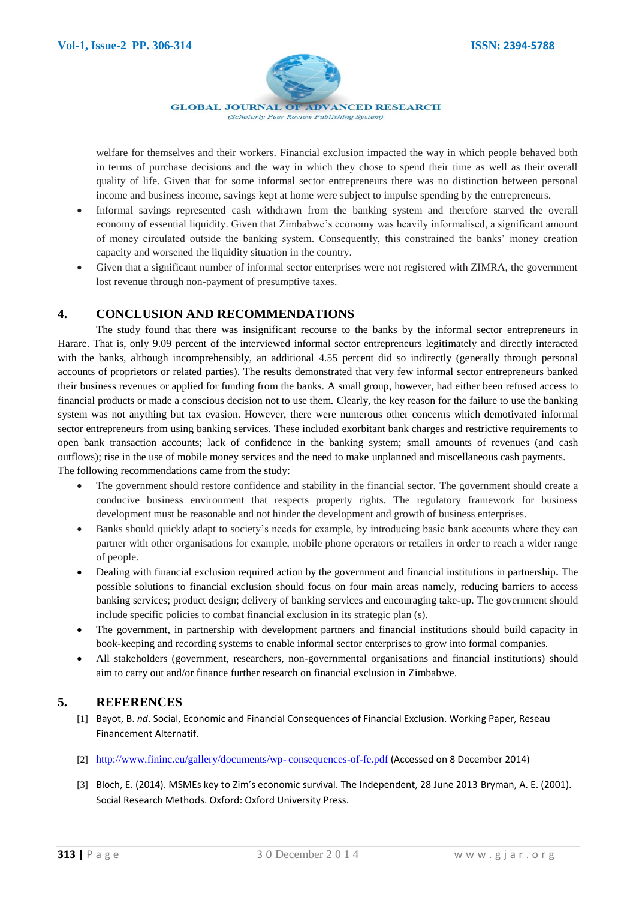welfare for themselves and their workers. Financial exclusion impacted the way in which people behaved both in terms of purchase decisions and the way in which they chose to spend their time as well as their overall quality of life. Given that for some informal sector entrepreneurs there was no distinction between personal income and business income, savings kept at home were subject to impulse spending by the entrepreneurs.

- Informal savings represented cash withdrawn from the banking system and therefore starved the overall economy of essential liquidity. Given that Zimbabwe's economy was heavily informalised, a significant amount of money circulated outside the banking system. Consequently, this constrained the banks' money creation capacity and worsened the liquidity situation in the country.
- Given that a significant number of informal sector enterprises were not registered with ZIMRA, the government lost revenue through non-payment of presumptive taxes.

## 4. CONCLUSION AND RECOMMENDATIONS

The study found that there was insignificant recourse to the banks by the informal sector entrepreneurs in Harare. That is, only 9.09 percent of the interviewed informal sector entrepreneurs legitimately and directly interacted with the banks, although incomprehensibly, an additional 4.55 percent did so indirectly (generally through personal accounts of proprietors or related parties). The results demonstrated that very few informal sector entrepreneurs banked their business revenues or applied for funding from the banks. A small group, however, had either been refused access to financial products or made a conscious decision not to use them. Clearly, the key reason for the failure to use the banking system was not anything but tax evasion. However, there were numerous other concerns which demotivated informal sector entrepreneurs from using banking services. These included exorbitant bank charges and restrictive requirements to open bank transaction accounts; lack of confidence in the banking system; small amounts of revenues (and cash outflows); rise in the use of mobile money services and the need to make unplanned and miscellaneous cash payments.

The following recommendations came from the study:

- The government should restore confidence and stability in the financial sector. The government should create a conducive business environment that respects property rights. The regulatory framework for business development must be reasonable and not hinder the development and growth of business enterprises.
- Banks should quickly adapt to society's needs for example, by introducing basic bank accounts where they can partner with other organisations for example, mobile phone operators or retailers in order to reach a wider range of people.
- Dealing with financial exclusion required action by the government and financial institutions in partnership**.** The possible solutions to financial exclusion should focus on four main areas namely, reducing barriers to access banking services; product design; delivery of banking services and encouraging take-up. The government should include specific policies to combat financial exclusion in its strategic plan (s).
- The government, in partnership with development partners and financial institutions should build capacity in book-keeping and recording systems to enable informal sector enterprises to grow into formal companies.
- All stakeholders (government, researchers, non-governmental organisations and financial institutions) should aim to carry out and/or finance further research on financial exclusion in Zimbabwe.

## 5. REFERENCES

[1] Bayot, B. *nd*. Social, Economic and Financial Consequences of Financial Exclusion. Working Paper, Reseau Financement Alternatif.

[2] http://www.fininc.eu/gallery/documents/wp- consequences-of-fe.pdf (Accessed on 8 December 2014)

[3] Bloch, E. (2014). MSMEs key to Zim's economic survival. The Independent, 28 June 2013 Bryman, A. E. (2001). Social Research Methods. Oxford: Oxford University Press.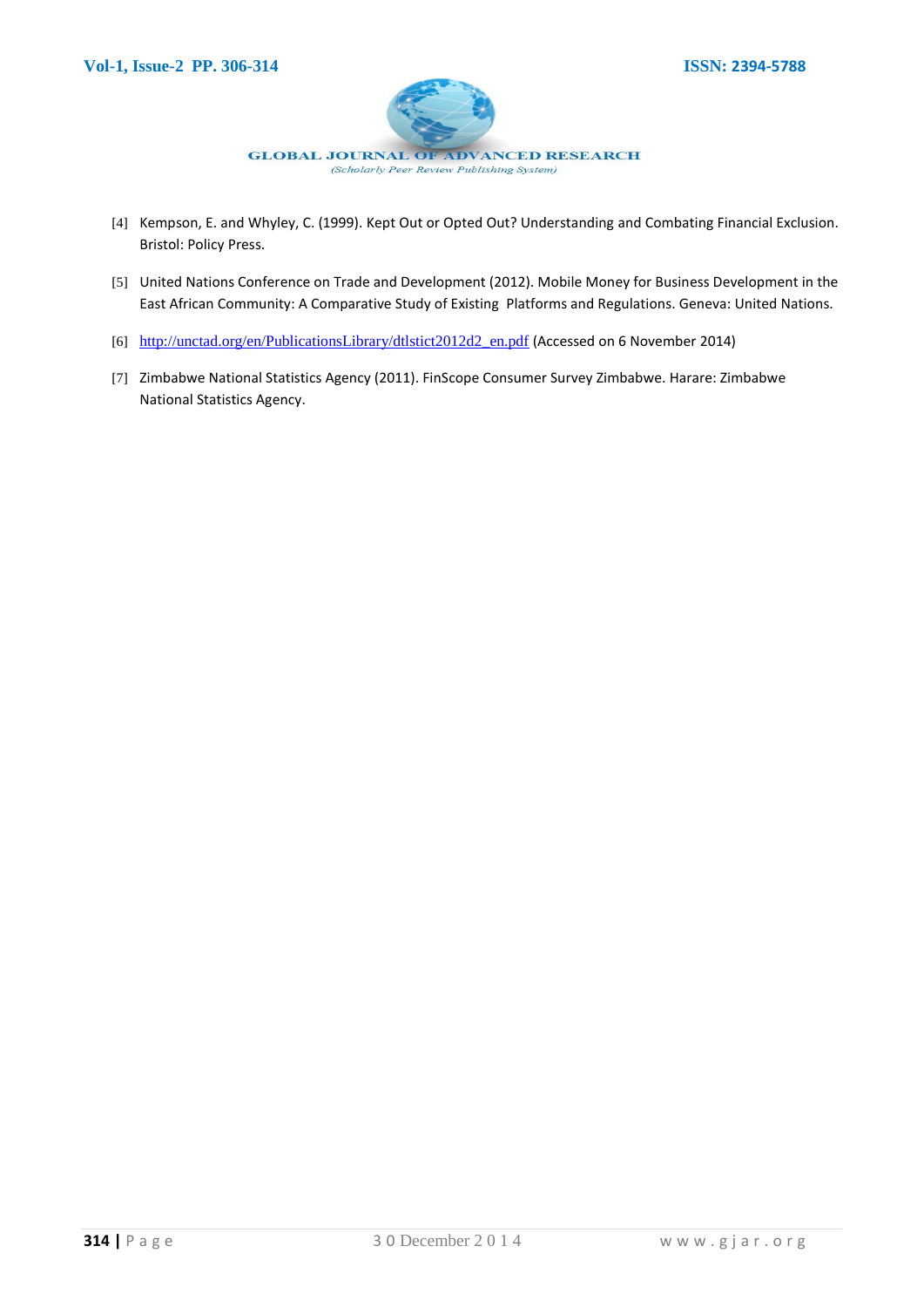[4] Kempson, E. and Whyley, C. (1999). Kept Out or Opted Out? Understanding and Combating Financial Exclusion. Bristol: Policy Press.

[5] United Nations Conference on Trade and Development (2012). Mobile Money for Business Development in the East African Community: A Comparative Study of Existing Platforms and Regulations. Geneva: United Nations.

[6] http://unctad.org/en/PublicationsLibrary/dtlstict2012d2_en.pdf (Accessed on 6 November 2014)

[7] Zimbabwe National Statistics Agency (2011). FinScope Consumer Survey Zimbabwe. Harare: Zimbabwe National Statistics Agency.